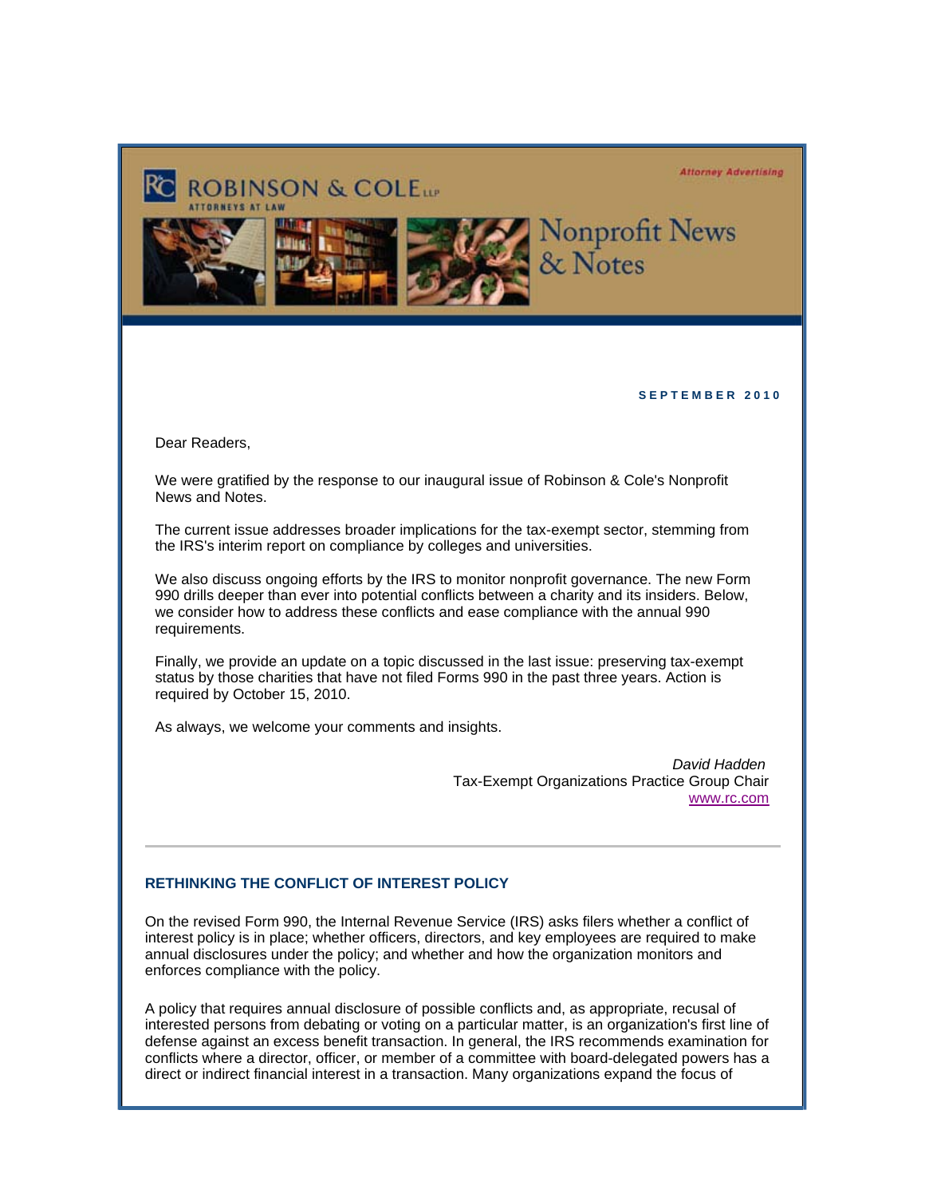ROBINSON & COLE LLP
ATTORNEYS AT LAW

Attorney Advertising

# Nonprofit News & Notes

**SEPTEMBER 2010**

Dear Readers,

We were gratified by the response to our inaugural issue of Robinson & Cole's Nonprofit News and Notes.

The current issue addresses broader implications for the tax-exempt sector, stemming from the IRS's interim report on compliance by colleges and universities.

We also discuss ongoing efforts by the IRS to monitor nonprofit governance. The new Form 990 drills deeper than ever into potential conflicts between a charity and its insiders. Below, we consider how to address these conflicts and ease compliance with the annual 990 requirements.

Finally, we provide an update on a topic discussed in the last issue: preserving tax-exempt status by those charities that have not filed Forms 990 in the past three years. Action is required by October 15, 2010.

As always, we welcome your comments and insights.

*David Hadden*
Tax-Exempt Organizations Practice Group Chair
www.rc.com

---

## RETHINKING THE CONFLICT OF INTEREST POLICY

On the revised Form 990, the Internal Revenue Service (IRS) asks filers whether a conflict of interest policy is in place; whether officers, directors, and key employees are required to make annual disclosures under the policy; and whether and how the organization monitors and enforces compliance with the policy.

A policy that requires annual disclosure of possible conflicts and, as appropriate, recusal of interested persons from debating or voting on a particular matter, is an organization's first line of defense against an excess benefit transaction. In general, the IRS recommends examination for conflicts where a director, officer, or member of a committee with board-delegated powers has a direct or indirect financial interest in a transaction. Many organizations expand the focus of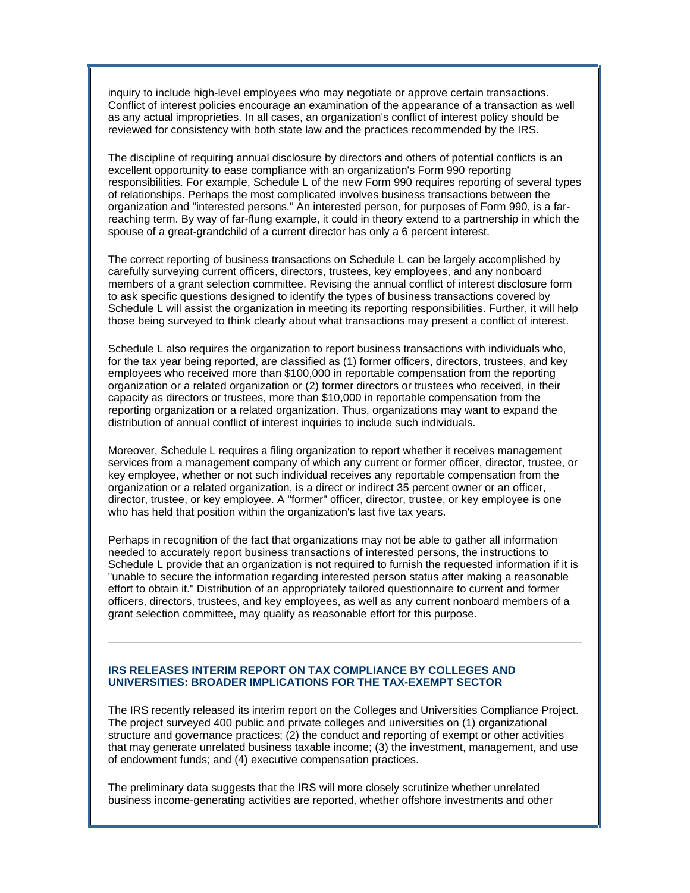inquiry to include high-level employees who may negotiate or approve certain transactions. Conflict of interest policies encourage an examination of the appearance of a transaction as well as any actual improprieties. In all cases, an organization's conflict of interest policy should be reviewed for consistency with both state law and the practices recommended by the IRS.

The discipline of requiring annual disclosure by directors and others of potential conflicts is an excellent opportunity to ease compliance with an organization's Form 990 reporting responsibilities. For example, Schedule L of the new Form 990 requires reporting of several types of relationships. Perhaps the most complicated involves business transactions between the organization and "interested persons." An interested person, for purposes of Form 990, is a far-reaching term. By way of far-flung example, it could in theory extend to a partnership in which the spouse of a great-grandchild of a current director has only a 6 percent interest.

The correct reporting of business transactions on Schedule L can be largely accomplished by carefully surveying current officers, directors, trustees, key employees, and any nonboard members of a grant selection committee. Revising the annual conflict of interest disclosure form to ask specific questions designed to identify the types of business transactions covered by Schedule L will assist the organization in meeting its reporting responsibilities. Further, it will help those being surveyed to think clearly about what transactions may present a conflict of interest.

Schedule L also requires the organization to report business transactions with individuals who, for the tax year being reported, are classified as (1) former officers, directors, trustees, and key employees who received more than $100,000 in reportable compensation from the reporting organization or a related organization or (2) former directors or trustees who received, in their capacity as directors or trustees, more than $10,000 in reportable compensation from the reporting organization or a related organization. Thus, organizations may want to expand the distribution of annual conflict of interest inquiries to include such individuals.

Moreover, Schedule L requires a filing organization to report whether it receives management services from a management company of which any current or former officer, director, trustee, or key employee, whether or not such individual receives any reportable compensation from the organization or a related organization, is a direct or indirect 35 percent owner or an officer, director, trustee, or key employee. A "former" officer, director, trustee, or key employee is one who has held that position within the organization's last five tax years.

Perhaps in recognition of the fact that organizations may not be able to gather all information needed to accurately report business transactions of interested persons, the instructions to Schedule L provide that an organization is not required to furnish the requested information if it is "unable to secure the information regarding interested person status after making a reasonable effort to obtain it." Distribution of an appropriately tailored questionnaire to current and former officers, directors, trustees, and key employees, as well as any current nonboard members of a grant selection committee, may qualify as reasonable effort for this purpose.

---

### IRS RELEASES INTERIM REPORT ON TAX COMPLIANCE BY COLLEGES AND UNIVERSITIES: BROADER IMPLICATIONS FOR THE TAX-EXEMPT SECTOR

The IRS recently released its interim report on the Colleges and Universities Compliance Project. The project surveyed 400 public and private colleges and universities on (1) organizational structure and governance practices; (2) the conduct and reporting of exempt or other activities that may generate unrelated business taxable income; (3) the investment, management, and use of endowment funds; and (4) executive compensation practices.

The preliminary data suggests that the IRS will more closely scrutinize whether unrelated business income-generating activities are reported, whether offshore investments and other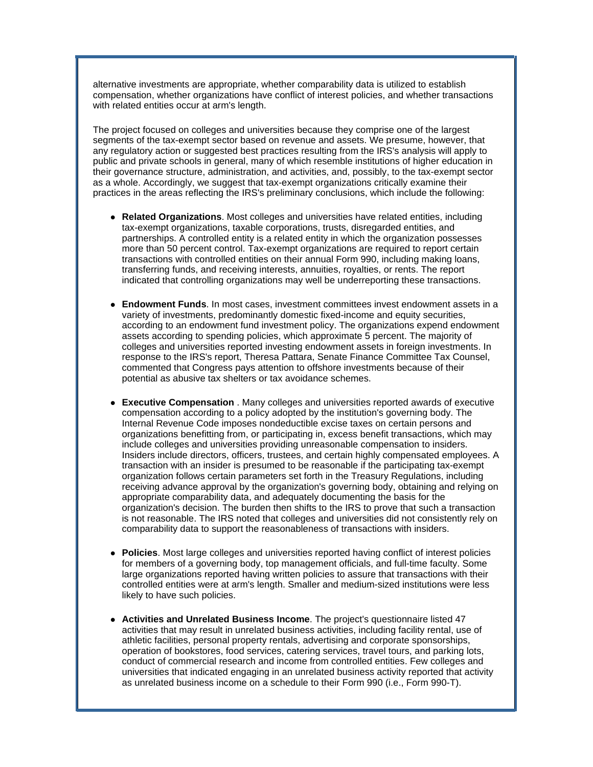alternative investments are appropriate, whether comparability data is utilized to establish compensation, whether organizations have conflict of interest policies, and whether transactions with related entities occur at arm's length.

The project focused on colleges and universities because they comprise one of the largest segments of the tax-exempt sector based on revenue and assets. We presume, however, that any regulatory action or suggested best practices resulting from the IRS's analysis will apply to public and private schools in general, many of which resemble institutions of higher education in their governance structure, administration, and activities, and, possibly, to the tax-exempt sector as a whole. Accordingly, we suggest that tax-exempt organizations critically examine their practices in the areas reflecting the IRS's preliminary conclusions, which include the following:

- **Related Organizations**. Most colleges and universities have related entities, including tax-exempt organizations, taxable corporations, trusts, disregarded entities, and partnerships. A controlled entity is a related entity in which the organization possesses more than 50 percent control. Tax-exempt organizations are required to report certain transactions with controlled entities on their annual Form 990, including making loans, transferring funds, and receiving interests, annuities, royalties, or rents. The report indicated that controlling organizations may well be underreporting these transactions.

- **Endowment Funds**. In most cases, investment committees invest endowment assets in a variety of investments, predominantly domestic fixed-income and equity securities, according to an endowment fund investment policy. The organizations expend endowment assets according to spending policies, which approximate 5 percent. The majority of colleges and universities reported investing endowment assets in foreign investments. In response to the IRS's report, Theresa Pattara, Senate Finance Committee Tax Counsel, commented that Congress pays attention to offshore investments because of their potential as abusive tax shelters or tax avoidance schemes.

- **Executive Compensation** . Many colleges and universities reported awards of executive compensation according to a policy adopted by the institution's governing body. The Internal Revenue Code imposes nondeductible excise taxes on certain persons and organizations benefitting from, or participating in, excess benefit transactions, which may include colleges and universities providing unreasonable compensation to insiders. Insiders include directors, officers, trustees, and certain highly compensated employees. A transaction with an insider is presumed to be reasonable if the participating tax-exempt organization follows certain parameters set forth in the Treasury Regulations, including receiving advance approval by the organization's governing body, obtaining and relying on appropriate comparability data, and adequately documenting the basis for the organization's decision. The burden then shifts to the IRS to prove that such a transaction is not reasonable. The IRS noted that colleges and universities did not consistently rely on comparability data to support the reasonableness of transactions with insiders.

- **Policies**. Most large colleges and universities reported having conflict of interest policies for members of a governing body, top management officials, and full-time faculty. Some large organizations reported having written policies to assure that transactions with their controlled entities were at arm's length. Smaller and medium-sized institutions were less likely to have such policies.

- **Activities and Unrelated Business Income**. The project's questionnaire listed 47 activities that may result in unrelated business activities, including facility rental, use of athletic facilities, personal property rentals, advertising and corporate sponsorships, operation of bookstores, food services, catering services, travel tours, and parking lots, conduct of commercial research and income from controlled entities. Few colleges and universities that indicated engaging in an unrelated business activity reported that activity as unrelated business income on a schedule to their Form 990 (i.e., Form 990-T).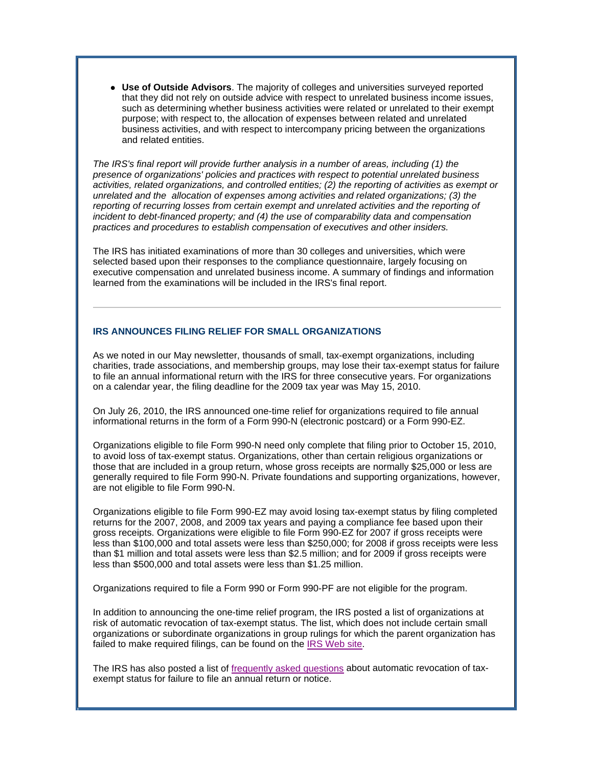- **Use of Outside Advisors**. The majority of colleges and universities surveyed reported that they did not rely on outside advice with respect to unrelated business income issues, such as determining whether business activities were related or unrelated to their exempt purpose; with respect to, the allocation of expenses between related and unrelated business activities, and with respect to intercompany pricing between the organizations and related entities.

*The IRS's final report will provide further analysis in a number of areas, including (1) the presence of organizations' policies and practices with respect to potential unrelated business activities, related organizations, and controlled entities; (2) the reporting of activities as exempt or unrelated and the allocation of expenses among activities and related organizations; (3) the reporting of recurring losses from certain exempt and unrelated activities and the reporting of incident to debt-financed property; and (4) the use of comparability data and compensation practices and procedures to establish compensation of executives and other insiders.*

The IRS has initiated examinations of more than 30 colleges and universities, which were selected based upon their responses to the compliance questionnaire, largely focusing on executive compensation and unrelated business income. A summary of findings and information learned from the examinations will be included in the IRS's final report.

---

### IRS ANNOUNCES FILING RELIEF FOR SMALL ORGANIZATIONS

As we noted in our May newsletter, thousands of small, tax-exempt organizations, including charities, trade associations, and membership groups, may lose their tax-exempt status for failure to file an annual informational return with the IRS for three consecutive years. For organizations on a calendar year, the filing deadline for the 2009 tax year was May 15, 2010.

On July 26, 2010, the IRS announced one-time relief for organizations required to file annual informational returns in the form of a Form 990-N (electronic postcard) or a Form 990-EZ.

Organizations eligible to file Form 990-N need only complete that filing prior to October 15, 2010, to avoid loss of tax-exempt status. Organizations, other than certain religious organizations or those that are included in a group return, whose gross receipts are normally $25,000 or less are generally required to file Form 990-N. Private foundations and supporting organizations, however, are not eligible to file Form 990-N.

Organizations eligible to file Form 990-EZ may avoid losing tax-exempt status by filing completed returns for the 2007, 2008, and 2009 tax years and paying a compliance fee based upon their gross receipts. Organizations were eligible to file Form 990-EZ for 2007 if gross receipts were less than $100,000 and total assets were less than $250,000; for 2008 if gross receipts were less than $1 million and total assets were less than $2.5 million; and for 2009 if gross receipts were less than $500,000 and total assets were less than $1.25 million.

Organizations required to file a Form 990 or Form 990-PF are not eligible for the program.

In addition to announcing the one-time relief program, the IRS posted a list of organizations at risk of automatic revocation of tax-exempt status. The list, which does not include certain small organizations or subordinate organizations in group rulings for which the parent organization has failed to make required filings, can be found on the IRS Web site.

The IRS has also posted a list of frequently asked questions about automatic revocation of tax-exempt status for failure to file an annual return or notice.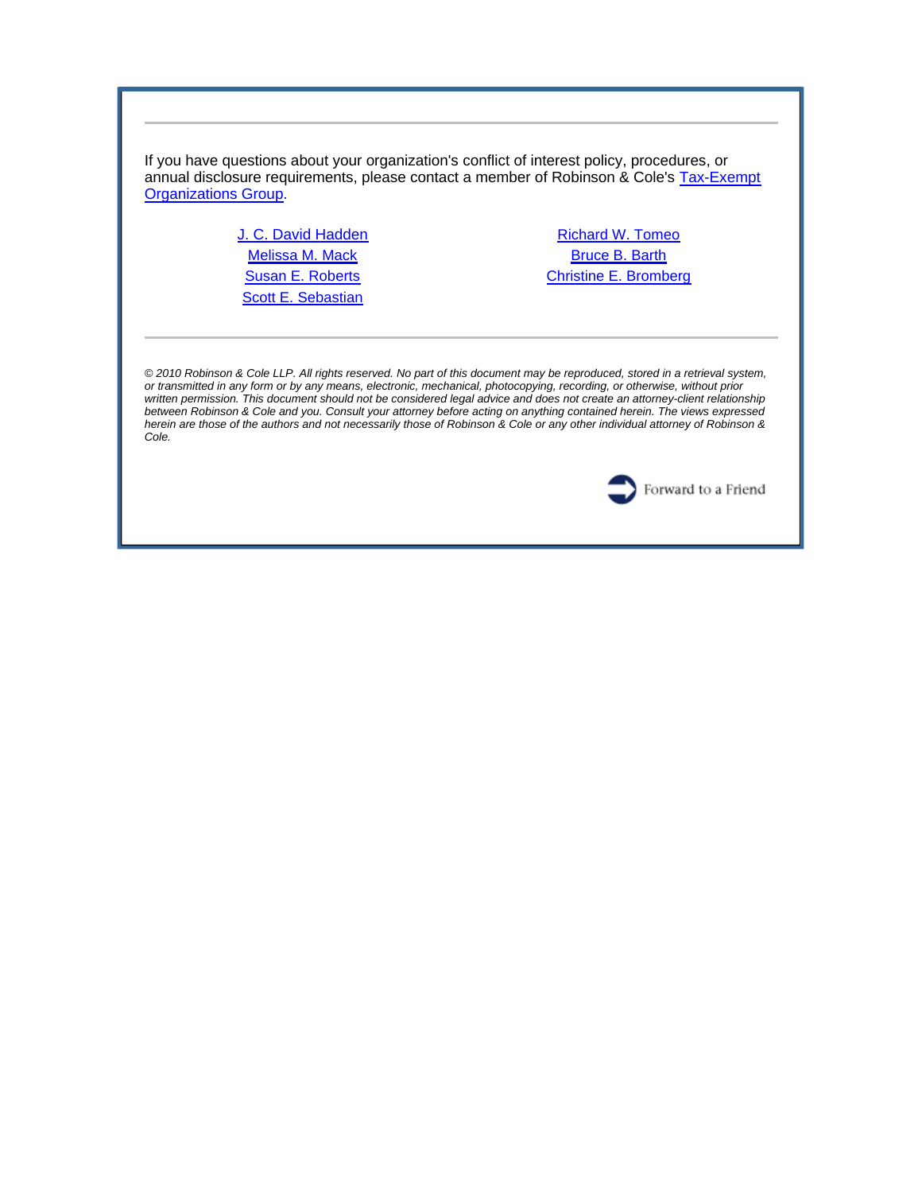---

If you have questions about your organization's conflict of interest policy, procedures, or annual disclosure requirements, please contact a member of Robinson & Cole's Tax-Exempt Organizations Group.

J. C. David Hadden
Melissa M. Mack
Susan E. Roberts
Scott E. Sebastian
Richard W. Tomeo
Bruce B. Barth
Christine E. Bromberg

---

*© 2010 Robinson & Cole LLP. All rights reserved. No part of this document may be reproduced, stored in a retrieval system, or transmitted in any form or by any means, electronic, mechanical, photocopying, recording, or otherwise, without prior written permission. This document should not be considered legal advice and does not create an attorney-client relationship between Robinson & Cole and you. Consult your attorney before acting on anything contained herein. The views expressed herein are those of the authors and not necessarily those of Robinson & Cole or any other individual attorney of Robinson & Cole.*

Forward to a Friend